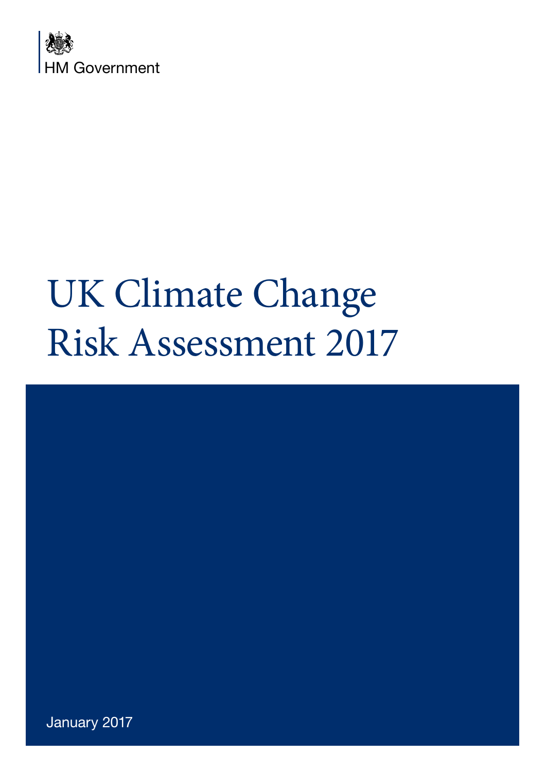HM Government

# UK Climate Change Risk Assessment 2017

January 2017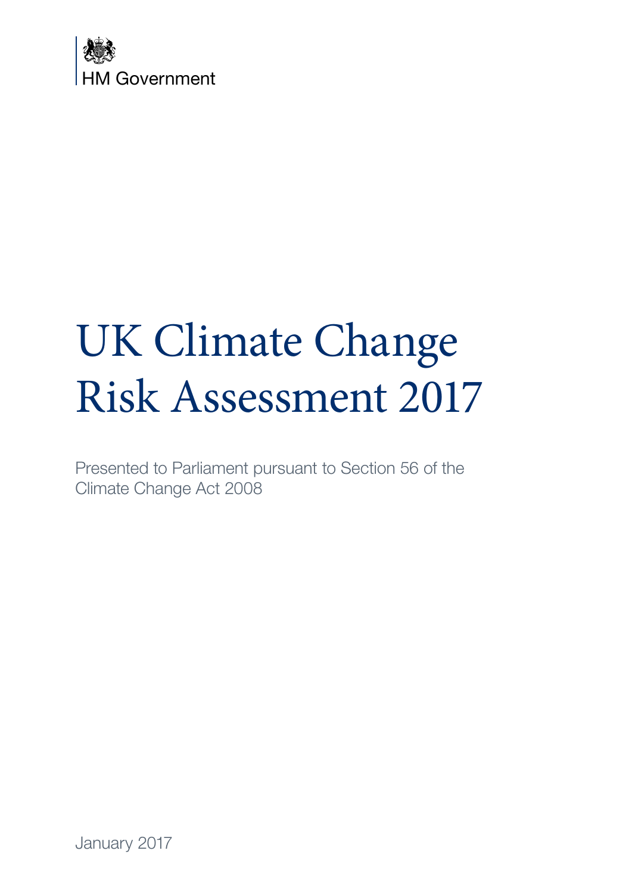HM Government

# UK Climate Change Risk Assessment 2017

Presented to Parliament pursuant to Section 56 of the Climate Change Act 2008

January 2017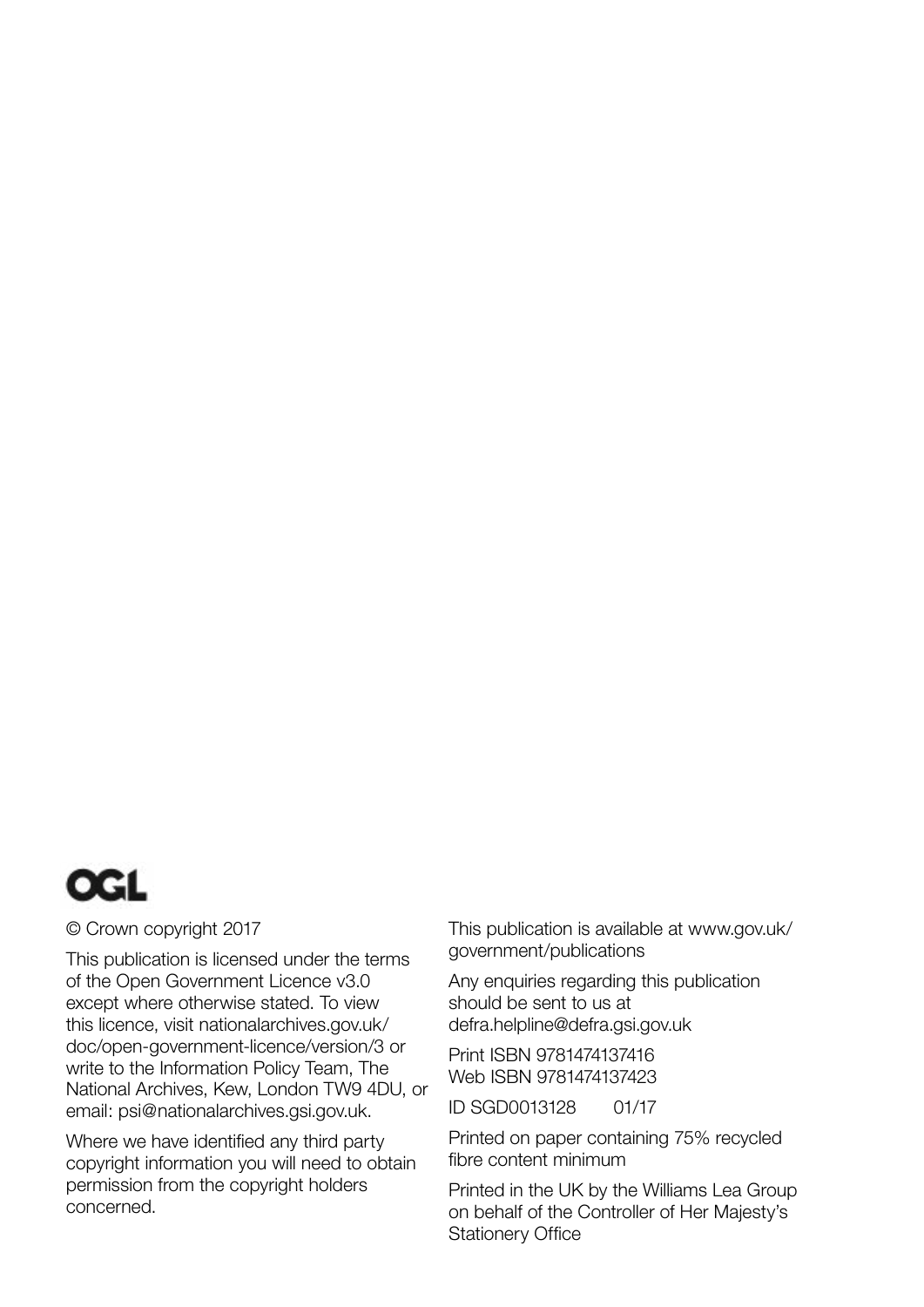OGL

© Crown copyright 2017

This publication is licensed under the terms of the Open Government Licence v3.0 except where otherwise stated. To view this licence, visit nationalarchives.gov.uk/doc/open-government-licence/version/3 or write to the Information Policy Team, The National Archives, Kew, London TW9 4DU, or email: psi@nationalarchives.gsi.gov.uk.

Where we have identified any third party copyright information you will need to obtain permission from the copyright holders concerned.

This publication is available at www.gov.uk/government/publications

Any enquiries regarding this publication should be sent to us at defra.helpline@defra.gsi.gov.uk

Print ISBN 9781474137416
Web ISBN 9781474137423

ID SGD0013128 01/17

Printed on paper containing 75% recycled fibre content minimum

Printed in the UK by the Williams Lea Group on behalf of the Controller of Her Majesty's Stationery Office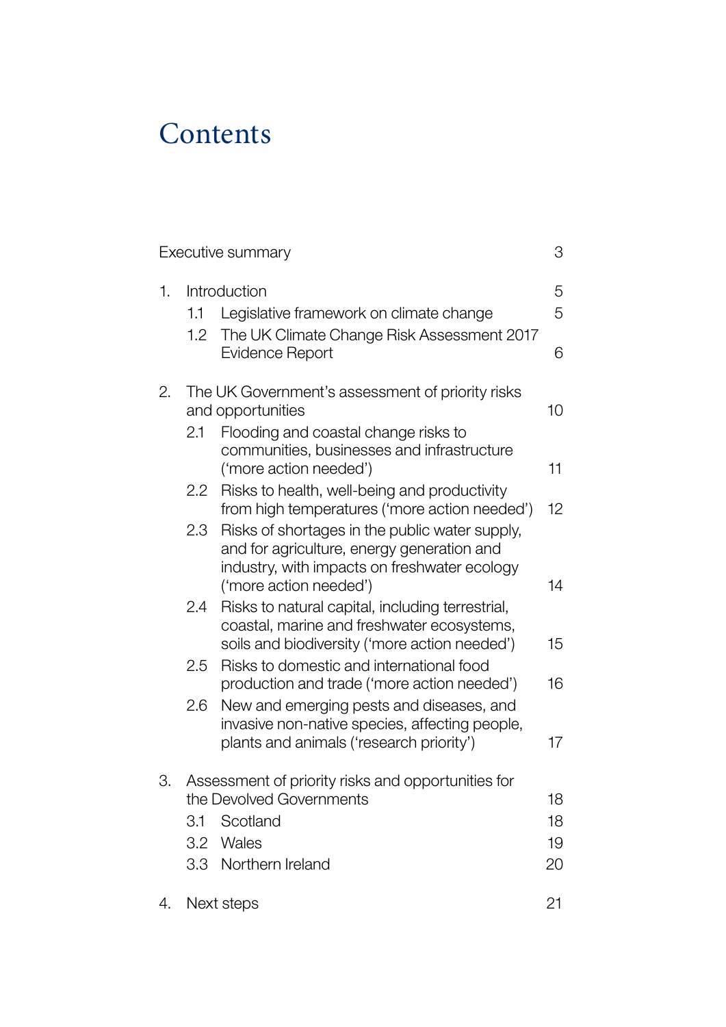# Contents

| | | |
|---|---|---|
| Executive summary | | 3 |
| 1. | Introduction | 5 |
| | 1.1 Legislative framework on climate change | 5 |
| | 1.2 The UK Climate Change Risk Assessment 2017 Evidence Report | 6 |
| 2. | The UK Government's assessment of priority risks and opportunities | 10 |
| | 2.1 Flooding and coastal change risks to communities, businesses and infrastructure ('more action needed') | 11 |
| | 2.2 Risks to health, well-being and productivity from high temperatures ('more action needed') | 12 |
| | 2.3 Risks of shortages in the public water supply, and for agriculture, energy generation and industry, with impacts on freshwater ecology ('more action needed') | 14 |
| | 2.4 Risks to natural capital, including terrestrial, coastal, marine and freshwater ecosystems, soils and biodiversity ('more action needed') | 15 |
| | 2.5 Risks to domestic and international food production and trade ('more action needed') | 16 |
| | 2.6 New and emerging pests and diseases, and invasive non-native species, affecting people, plants and animals ('research priority') | 17 |
| 3. | Assessment of priority risks and opportunities for the Devolved Governments | 18 |
| | 3.1 Scotland | 18 |
| | 3.2 Wales | 19 |
| | 3.3 Northern Ireland | 20 |
| 4. | Next steps | 21 |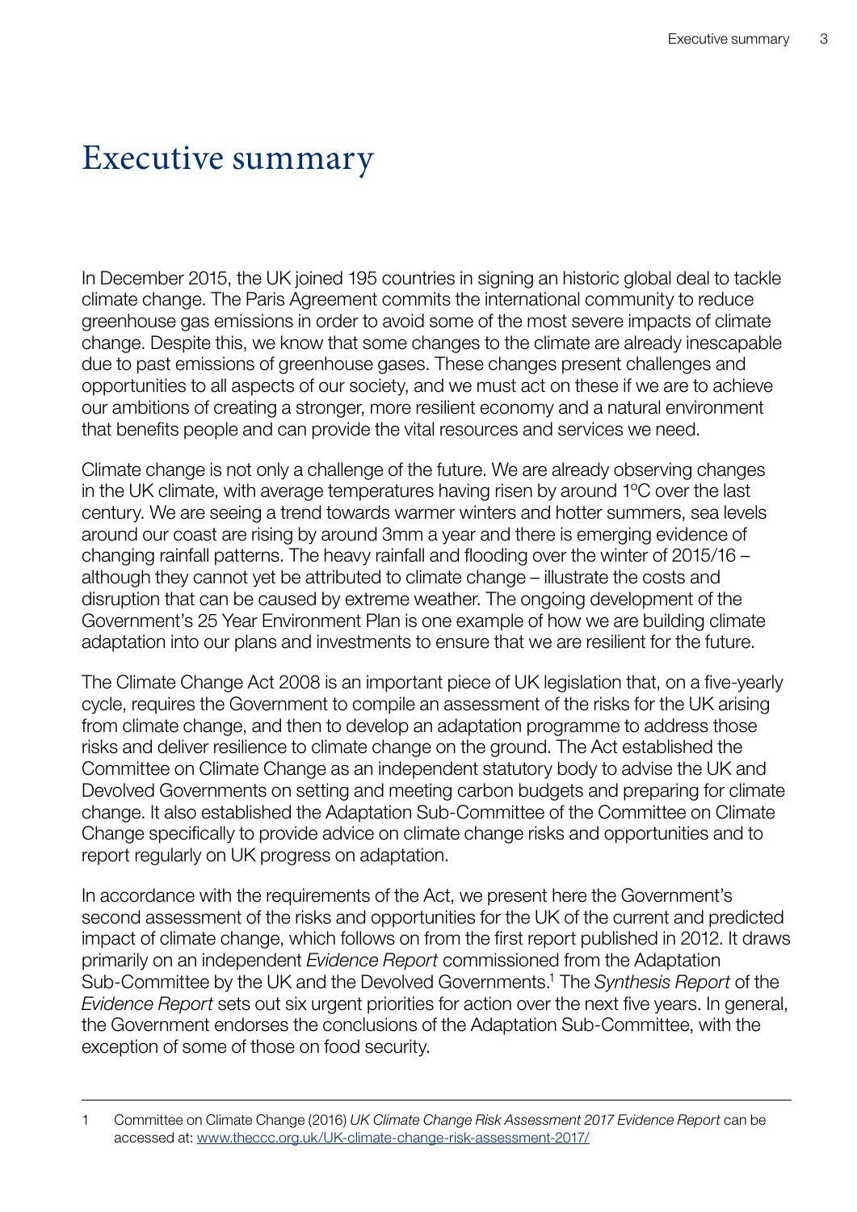# Executive summary

In December 2015, the UK joined 195 countries in signing an historic global deal to tackle climate change. The Paris Agreement commits the international community to reduce greenhouse gas emissions in order to avoid some of the most severe impacts of climate change. Despite this, we know that some changes to the climate are already inescapable due to past emissions of greenhouse gases. These changes present challenges and opportunities to all aspects of our society, and we must act on these if we are to achieve our ambitions of creating a stronger, more resilient economy and a natural environment that benefits people and can provide the vital resources and services we need.

Climate change is not only a challenge of the future. We are already observing changes in the UK climate, with average temperatures having risen by around 1ºC over the last century. We are seeing a trend towards warmer winters and hotter summers, sea levels around our coast are rising by around 3mm a year and there is emerging evidence of changing rainfall patterns. The heavy rainfall and flooding over the winter of 2015/16 – although they cannot yet be attributed to climate change – illustrate the costs and disruption that can be caused by extreme weather. The ongoing development of the Government's 25 Year Environment Plan is one example of how we are building climate adaptation into our plans and investments to ensure that we are resilient for the future.

The Climate Change Act 2008 is an important piece of UK legislation that, on a five-yearly cycle, requires the Government to compile an assessment of the risks for the UK arising from climate change, and then to develop an adaptation programme to address those risks and deliver resilience to climate change on the ground. The Act established the Committee on Climate Change as an independent statutory body to advise the UK and Devolved Governments on setting and meeting carbon budgets and preparing for climate change. It also established the Adaptation Sub-Committee of the Committee on Climate Change specifically to provide advice on climate change risks and opportunities and to report regularly on UK progress on adaptation.

In accordance with the requirements of the Act, we present here the Government's second assessment of the risks and opportunities for the UK of the current and predicted impact of climate change, which follows on from the first report published in 2012. It draws primarily on an independent *Evidence Report* commissioned from the Adaptation Sub-Committee by the UK and the Devolved Governments.[1] The *Synthesis Report* of the *Evidence Report* sets out six urgent priorities for action over the next five years. In general, the Government endorses the conclusions of the Adaptation Sub-Committee, with the exception of some of those on food security.

---

1 Committee on Climate Change (2016) *UK Climate Change Risk Assessment 2017 Evidence Report* can be accessed at: www.theccc.org.uk/UK-climate-change-risk-assessment-2017/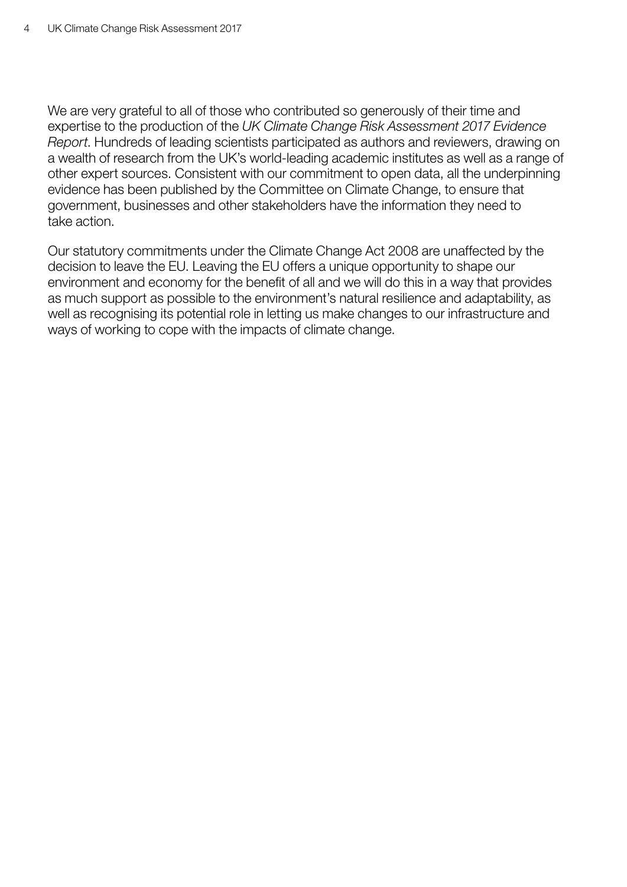We are very grateful to all of those who contributed so generously of their time and expertise to the production of the *UK Climate Change Risk Assessment 2017 Evidence Report*. Hundreds of leading scientists participated as authors and reviewers, drawing on a wealth of research from the UK's world-leading academic institutes as well as a range of other expert sources. Consistent with our commitment to open data, all the underpinning evidence has been published by the Committee on Climate Change, to ensure that government, businesses and other stakeholders have the information they need to take action.

Our statutory commitments under the Climate Change Act 2008 are unaffected by the decision to leave the EU. Leaving the EU offers a unique opportunity to shape our environment and economy for the benefit of all and we will do this in a way that provides as much support as possible to the environment's natural resilience and adaptability, as well as recognising its potential role in letting us make changes to our infrastructure and ways of working to cope with the impacts of climate change.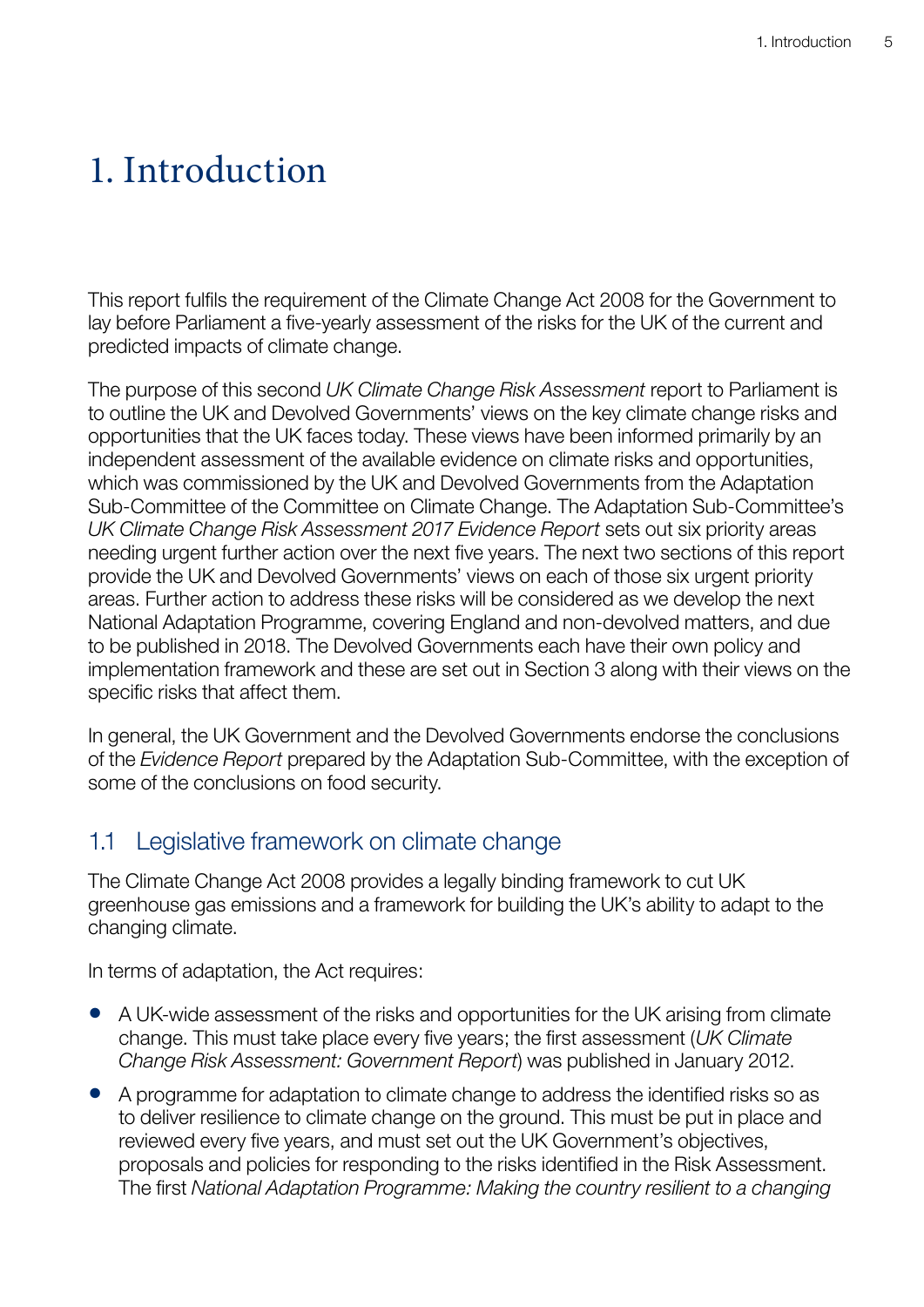# 1. Introduction

This report fulfils the requirement of the Climate Change Act 2008 for the Government to lay before Parliament a five-yearly assessment of the risks for the UK of the current and predicted impacts of climate change.

The purpose of this second *UK Climate Change Risk Assessment* report to Parliament is to outline the UK and Devolved Governments' views on the key climate change risks and opportunities that the UK faces today. These views have been informed primarily by an independent assessment of the available evidence on climate risks and opportunities, which was commissioned by the UK and Devolved Governments from the Adaptation Sub-Committee of the Committee on Climate Change. The Adaptation Sub-Committee's *UK Climate Change Risk Assessment 2017 Evidence Report* sets out six priority areas needing urgent further action over the next five years. The next two sections of this report provide the UK and Devolved Governments' views on each of those six urgent priority areas. Further action to address these risks will be considered as we develop the next National Adaptation Programme, covering England and non-devolved matters, and due to be published in 2018. The Devolved Governments each have their own policy and implementation framework and these are set out in Section 3 along with their views on the specific risks that affect them.

In general, the UK Government and the Devolved Governments endorse the conclusions of the *Evidence Report* prepared by the Adaptation Sub-Committee, with the exception of some of the conclusions on food security.

## 1.1 Legislative framework on climate change

The Climate Change Act 2008 provides a legally binding framework to cut UK greenhouse gas emissions and a framework for building the UK's ability to adapt to the changing climate.

In terms of adaptation, the Act requires:

- A UK-wide assessment of the risks and opportunities for the UK arising from climate change. This must take place every five years; the first assessment (*UK Climate Change Risk Assessment: Government Report*) was published in January 2012.
- A programme for adaptation to climate change to address the identified risks so as to deliver resilience to climate change on the ground. This must be put in place and reviewed every five years, and must set out the UK Government's objectives, proposals and policies for responding to the risks identified in the Risk Assessment. The first *National Adaptation Programme: Making the country resilient to a changing*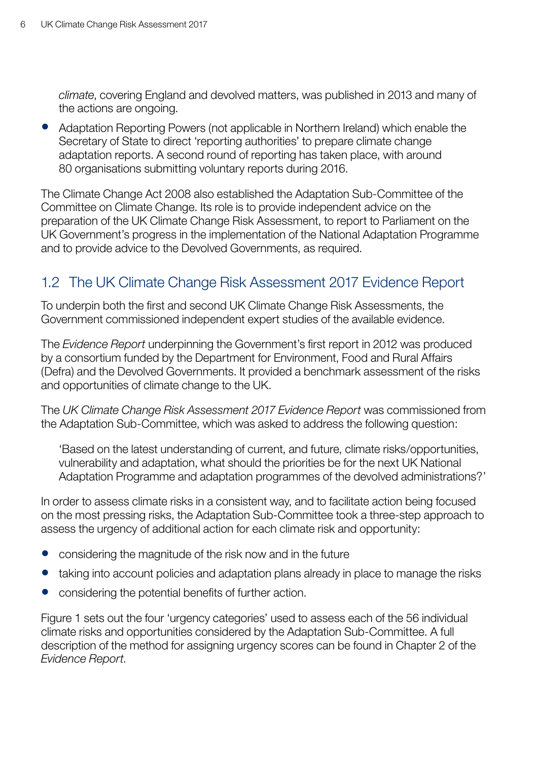*climate*, covering England and devolved matters, was published in 2013 and many of the actions are ongoing.

- Adaptation Reporting Powers (not applicable in Northern Ireland) which enable the Secretary of State to direct 'reporting authorities' to prepare climate change adaptation reports. A second round of reporting has taken place, with around 80 organisations submitting voluntary reports during 2016.

The Climate Change Act 2008 also established the Adaptation Sub-Committee of the Committee on Climate Change. Its role is to provide independent advice on the preparation of the UK Climate Change Risk Assessment, to report to Parliament on the UK Government's progress in the implementation of the National Adaptation Programme and to provide advice to the Devolved Governments, as required.

## 1.2 The UK Climate Change Risk Assessment 2017 Evidence Report

To underpin both the first and second UK Climate Change Risk Assessments, the Government commissioned independent expert studies of the available evidence.

The *Evidence Report* underpinning the Government's first report in 2012 was produced by a consortium funded by the Department for Environment, Food and Rural Affairs (Defra) and the Devolved Governments. It provided a benchmark assessment of the risks and opportunities of climate change to the UK.

The *UK Climate Change Risk Assessment 2017 Evidence Report* was commissioned from the Adaptation Sub-Committee, which was asked to address the following question:

> 'Based on the latest understanding of current, and future, climate risks/opportunities, vulnerability and adaptation, what should the priorities be for the next UK National Adaptation Programme and adaptation programmes of the devolved administrations?'

In order to assess climate risks in a consistent way, and to facilitate action being focused on the most pressing risks, the Adaptation Sub-Committee took a three-step approach to assess the urgency of additional action for each climate risk and opportunity:

- considering the magnitude of the risk now and in the future
- taking into account policies and adaptation plans already in place to manage the risks
- considering the potential benefits of further action.

Figure 1 sets out the four 'urgency categories' used to assess each of the 56 individual climate risks and opportunities considered by the Adaptation Sub-Committee. A full description of the method for assigning urgency scores can be found in Chapter 2 of the *Evidence Report*.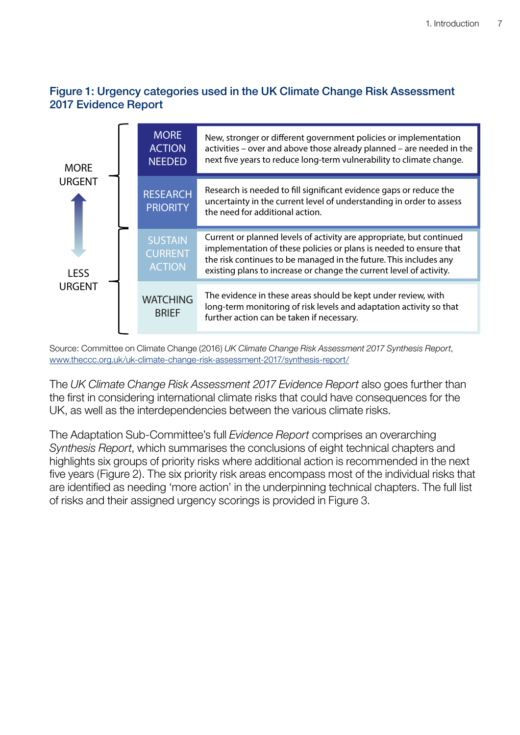### Figure 1: Urgency categories used in the UK Climate Change Risk Assessment 2017 Evidence Report

| Urgency | Category | Description |
|---|---|---|
| MORE URGENT | MORE ACTION NEEDED | New, stronger or different government policies or implementation activities – over and above those already planned – are needed in the next five years to reduce long-term vulnerability to climate change. |
| | RESEARCH PRIORITY | Research is needed to fill significant evidence gaps or reduce the uncertainty in the current level of understanding in order to assess the need for additional action. |
| LESS URGENT | SUSTAIN CURRENT ACTION | Current or planned levels of activity are appropriate, but continued implementation of these policies or plans is needed to ensure that the risk continues to be managed in the future. This includes any existing plans to increase or change the current level of activity. |
| | WATCHING BRIEF | The evidence in these areas should be kept under review, with long-term monitoring of risk levels and adaptation activity so that further action can be taken if necessary. |

Source: Committee on Climate Change (2016) *UK Climate Change Risk Assessment 2017 Synthesis Report*, www.theccc.org.uk/uk-climate-change-risk-assessment-2017/synthesis-report/

The *UK Climate Change Risk Assessment 2017 Evidence Report* also goes further than the first in considering international climate risks that could have consequences for the UK, as well as the interdependencies between the various climate risks.

The Adaptation Sub-Committee's full *Evidence Report* comprises an overarching *Synthesis Report*, which summarises the conclusions of eight technical chapters and highlights six groups of priority risks where additional action is recommended in the next five years (Figure 2). The six priority risk areas encompass most of the individual risks that are identified as needing 'more action' in the underpinning technical chapters. The full list of risks and their assigned urgency scorings is provided in Figure 3.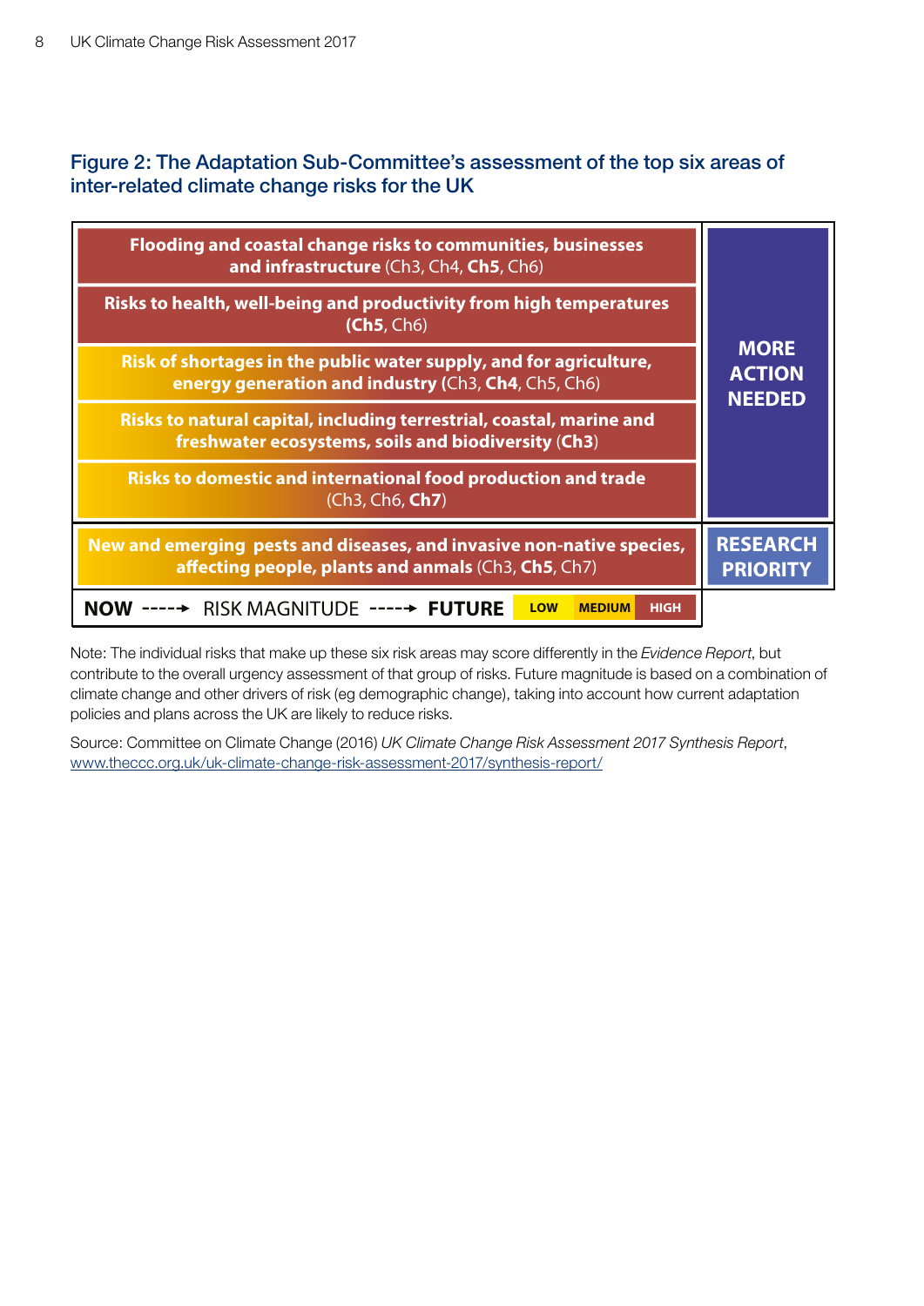### Figure 2: The Adaptation Sub-Committee's assessment of the top six areas of inter-related climate change risks for the UK

| Risk area | Urgency |
|---|---|
| **Flooding and coastal change risks to communities, businesses and infrastructure** (Ch3, Ch4, **Ch5**, Ch6) | **MORE ACTION NEEDED** |
| **Risks to health, well-being and productivity from high temperatures** (**Ch5**, Ch6) | **MORE ACTION NEEDED** |
| **Risk of shortages in the public water supply, and for agriculture, energy generation and industry** (Ch3, **Ch4**, Ch5, Ch6) | **MORE ACTION NEEDED** |
| **Risks to natural capital, including terrestrial, coastal, marine and freshwater ecosystems, soils and biodiversity** (**Ch3**) | **MORE ACTION NEEDED** |
| **Risks to domestic and international food production and trade** (Ch3, Ch6, **Ch7**) | **MORE ACTION NEEDED** |
| **New and emerging pests and diseases, and invasive non-native species, affecting people, plants and anmals** (Ch3, **Ch5**, Ch7) | **RESEARCH PRIORITY** |

**NOW** ----→ RISK MAGNITUDE ----→ **FUTURE** LOW MEDIUM HIGH

Note: The individual risks that make up these six risk areas may score differently in the *Evidence Report*, but contribute to the overall urgency assessment of that group of risks. Future magnitude is based on a combination of climate change and other drivers of risk (eg demographic change), taking into account how current adaptation policies and plans across the UK are likely to reduce risks.

Source: Committee on Climate Change (2016) *UK Climate Change Risk Assessment 2017 Synthesis Report*, www.theccc.org.uk/uk-climate-change-risk-assessment-2017/synthesis-report/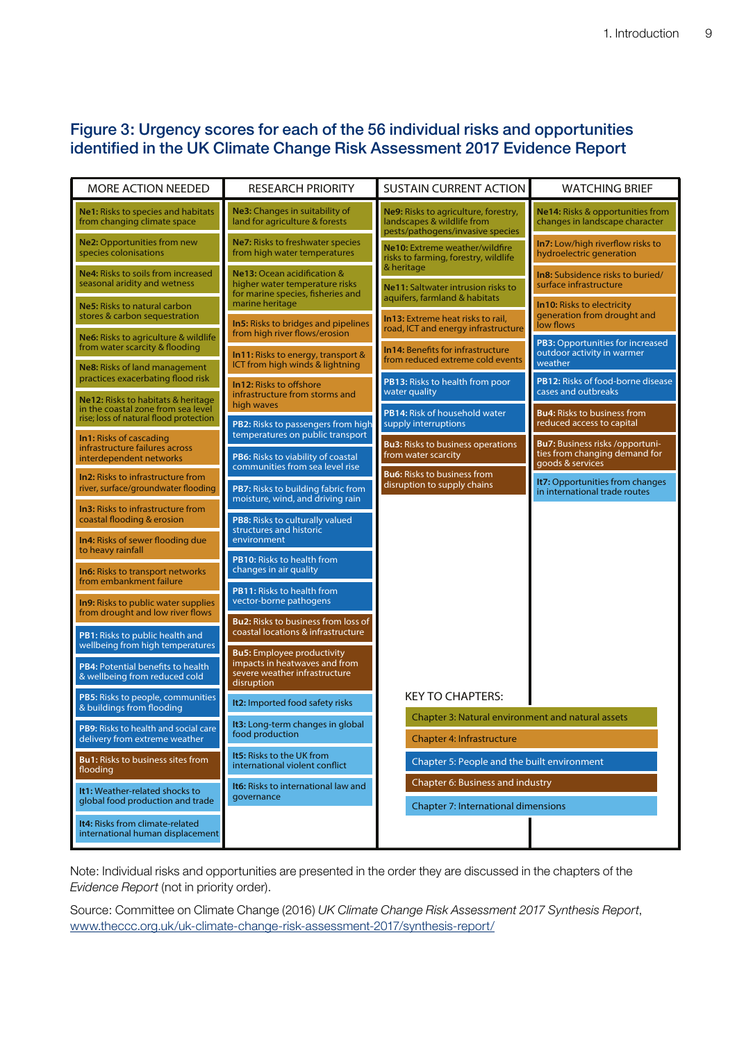## Figure 3: Urgency scores for each of the 56 individual risks and opportunities identified in the UK Climate Change Risk Assessment 2017 Evidence Report

| MORE ACTION NEEDED | RESEARCH PRIORITY | SUSTAIN CURRENT ACTION | WATCHING BRIEF |
|---|---|---|---|
| **Ne1:** Risks to species and habitats from changing climate space | **Ne3:** Changes in suitability of land for agriculture & forests | **Ne9:** Risks to agriculture, forestry, landscapes & wildlife from pests/pathogens/invasive species | **Ne14:** Risks & opportunities from changes in landscape character |
| **Ne2:** Opportunities from new species colonisations | **Ne7:** Risks to freshwater species from high water temperatures | **Ne10:** Extreme weather/wildfire risks to farming, forestry, wildlife & heritage | **In7:** Low/high riverflow risks to hydroelectric generation |
| **Ne4:** Risks to soils from increased seasonal aridity and wetness | **Ne13:** Ocean acidification & higher water temperature risks for marine species, fisheries and marine heritage | **Ne11:** Saltwater intrusion risks to aquifers, farmland & habitats | **In8:** Subsidence risks to buried/surface infrastructure |
| **Ne5:** Risks to natural carbon stores & carbon sequestration | **In5:** Risks to bridges and pipelines from high river flows/erosion | **In13:** Extreme heat risks to rail, road, ICT and energy infrastructure | **In10:** Risks to electricity generation from drought and low flows |
| **Ne6:** Risks to agriculture & wildlife from water scarcity & flooding | **In11:** Risks to energy, transport & ICT from high winds & lightning | **In14:** Benefits for infrastructure from reduced extreme cold events | **PB3:** Opportunities for increased outdoor activity in warmer weather |
| **Ne8:** Risks of land management practices exacerbating flood risk | **In12:** Risks to offshore infrastructure from storms and high waves | **PB13:** Risks to health from poor water quality | **PB12:** Risks of food-borne disease cases and outbreaks |
| **Ne12:** Risks to habitats & heritage in the coastal zone from sea level rise; loss of natural flood protection | **PB2:** Risks to passengers from high temperatures on public transport | **PB14:** Risk of household water supply interruptions | **Bu4:** Risks to business from reduced access to capital |
| **In1:** Risks of cascading infrastructure failures across interdependent networks | **PB6:** Risks to viability of coastal communities from sea level rise | **Bu3:** Risks to business operations from water scarcity | **Bu7:** Business risks /opportunities from changing demand for goods & services |
| **In2:** Risks to infrastructure from river, surface/groundwater flooding | **PB7:** Risks to building fabric from moisture, wind, and driving rain | **Bu6:** Risks to business from disruption to supply chains | **It7:** Opportunities from changes in international trade routes |
| **In3:** Risks to infrastructure from coastal flooding & erosion | **PB8:** Risks to culturally valued structures and historic environment | | |
| **In4:** Risks of sewer flooding due to heavy rainfall | **PB10:** Risks to health from changes in air quality | | |
| **In6:** Risks to transport networks from embankment failure | **PB11:** Risks to health from vector-borne pathogens | | |
| **In9:** Risks to public water supplies from drought and low river flows | **Bu2:** Risks to business from loss of coastal locations & infrastructure | | |
| **PB1:** Risks to public health and wellbeing from high temperatures | **Bu5:** Employee productivity impacts in heatwaves and from severe weather infrastructure disruption | | |
| **PB4:** Potential benefits to health & wellbeing from reduced cold | **It2:** Imported food safety risks | | |
| **PB5:** Risks to people, communities & buildings from flooding | **It3:** Long-term changes in global food production | | |
| **PB9:** Risks to health and social care delivery from extreme weather | **It5:** Risks to the UK from international violent conflict | | |
| **Bu1:** Risks to business sites from flooding | **It6:** Risks to international law and governance | | |
| **It1:** Weather-related shocks to global food production and trade | | | |
| **It4:** Risks from climate-related international human displacement | | | |

KEY TO CHAPTERS:

- Chapter 3: Natural environment and natural assets
- Chapter 4: Infrastructure
- Chapter 5: People and the built environment
- Chapter 6: Business and industry
- Chapter 7: International dimensions

Note: Individual risks and opportunities are presented in the order they are discussed in the chapters of the *Evidence Report* (not in priority order).

Source: Committee on Climate Change (2016) *UK Climate Change Risk Assessment 2017 Synthesis Report*, www.theccc.org.uk/uk-climate-change-risk-assessment-2017/synthesis-report/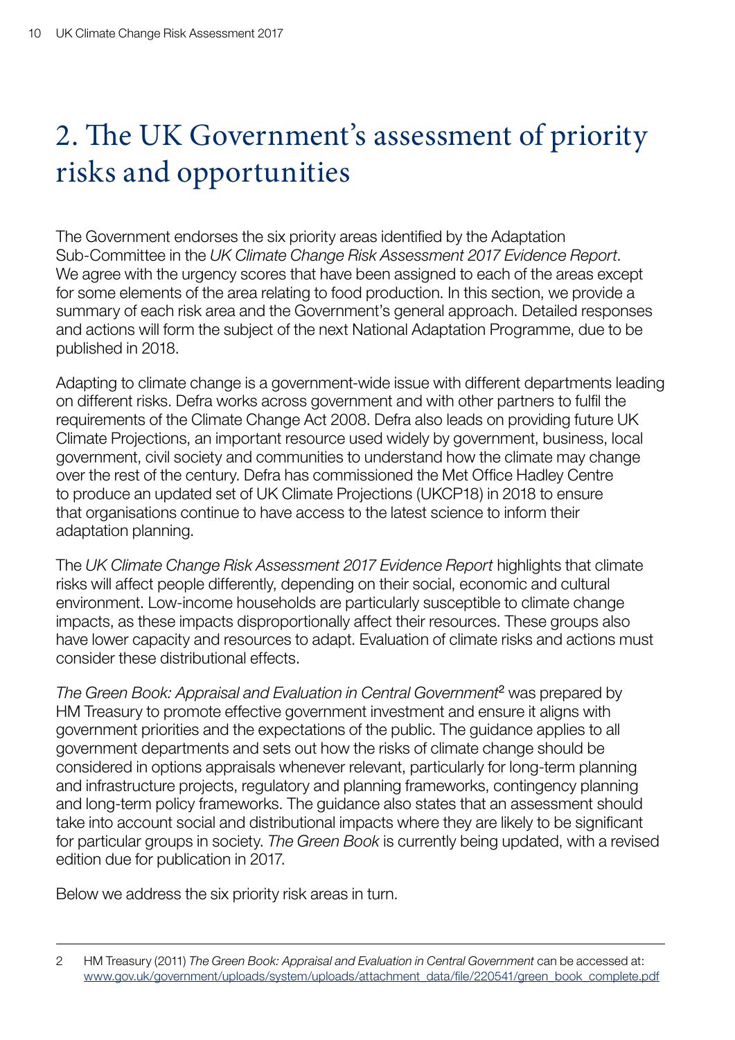# 2. The UK Government's assessment of priority risks and opportunities

The Government endorses the six priority areas identified by the Adaptation Sub-Committee in the *UK Climate Change Risk Assessment 2017 Evidence Report*. We agree with the urgency scores that have been assigned to each of the areas except for some elements of the area relating to food production. In this section, we provide a summary of each risk area and the Government's general approach. Detailed responses and actions will form the subject of the next National Adaptation Programme, due to be published in 2018.

Adapting to climate change is a government-wide issue with different departments leading on different risks. Defra works across government and with other partners to fulfil the requirements of the Climate Change Act 2008. Defra also leads on providing future UK Climate Projections, an important resource used widely by government, business, local government, civil society and communities to understand how the climate may change over the rest of the century. Defra has commissioned the Met Office Hadley Centre to produce an updated set of UK Climate Projections (UKCP18) in 2018 to ensure that organisations continue to have access to the latest science to inform their adaptation planning.

The *UK Climate Change Risk Assessment 2017 Evidence Report* highlights that climate risks will affect people differently, depending on their social, economic and cultural environment. Low-income households are particularly susceptible to climate change impacts, as these impacts disproportionally affect their resources. These groups also have lower capacity and resources to adapt. Evaluation of climate risks and actions must consider these distributional effects.

*The Green Book: Appraisal and Evaluation in Central Government*[2] was prepared by HM Treasury to promote effective government investment and ensure it aligns with government priorities and the expectations of the public. The guidance applies to all government departments and sets out how the risks of climate change should be considered in options appraisals whenever relevant, particularly for long-term planning and infrastructure projects, regulatory and planning frameworks, contingency planning and long-term policy frameworks. The guidance also states that an assessment should take into account social and distributional impacts where they are likely to be significant for particular groups in society. *The Green Book* is currently being updated, with a revised edition due for publication in 2017.

Below we address the six priority risk areas in turn.

---

2 HM Treasury (2011) *The Green Book: Appraisal and Evaluation in Central Government* can be accessed at: www.gov.uk/government/uploads/system/uploads/attachment_data/file/220541/green_book_complete.pdf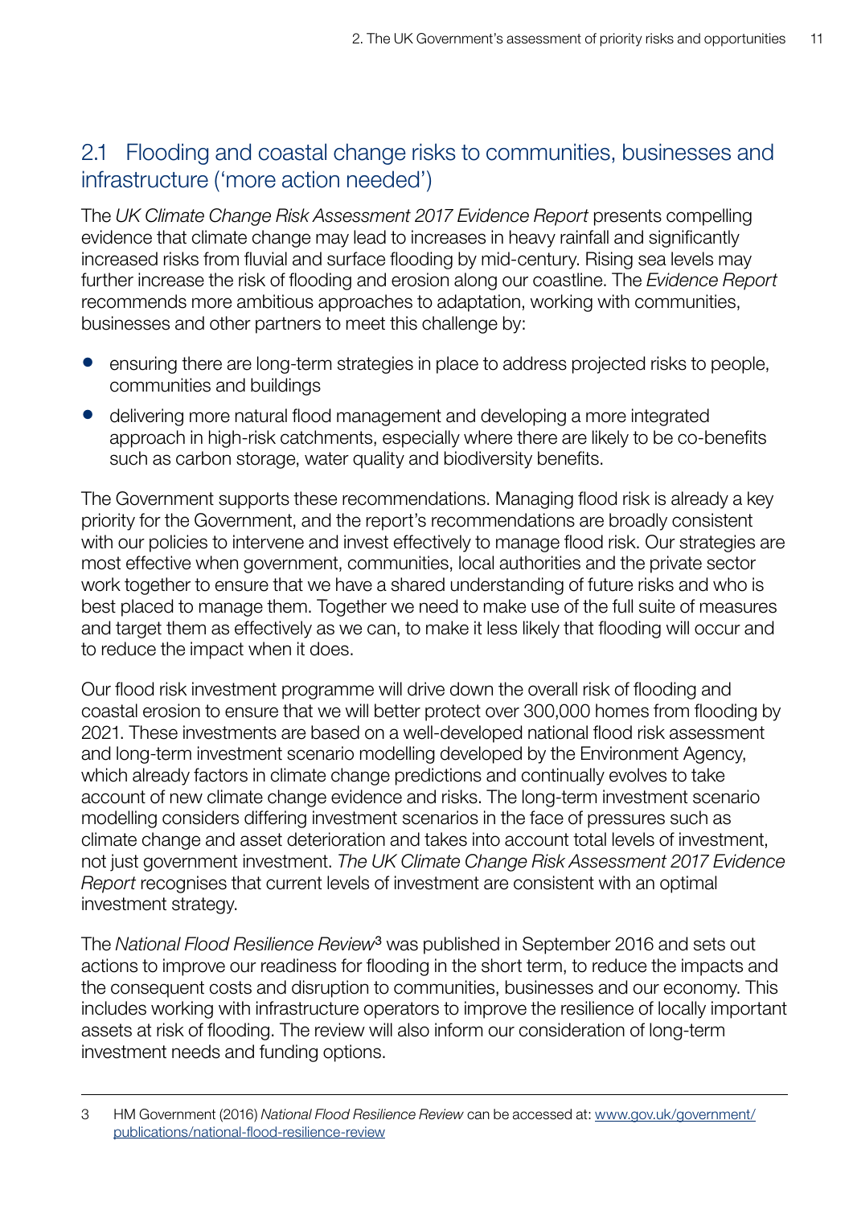## 2.1 Flooding and coastal change risks to communities, businesses and infrastructure ('more action needed')

The *UK Climate Change Risk Assessment 2017 Evidence Report* presents compelling evidence that climate change may lead to increases in heavy rainfall and significantly increased risks from fluvial and surface flooding by mid-century. Rising sea levels may further increase the risk of flooding and erosion along our coastline. The *Evidence Report* recommends more ambitious approaches to adaptation, working with communities, businesses and other partners to meet this challenge by:

- ensuring there are long-term strategies in place to address projected risks to people, communities and buildings
- delivering more natural flood management and developing a more integrated approach in high-risk catchments, especially where there are likely to be co-benefits such as carbon storage, water quality and biodiversity benefits.

The Government supports these recommendations. Managing flood risk is already a key priority for the Government, and the report's recommendations are broadly consistent with our policies to intervene and invest effectively to manage flood risk. Our strategies are most effective when government, communities, local authorities and the private sector work together to ensure that we have a shared understanding of future risks and who is best placed to manage them. Together we need to make use of the full suite of measures and target them as effectively as we can, to make it less likely that flooding will occur and to reduce the impact when it does.

Our flood risk investment programme will drive down the overall risk of flooding and coastal erosion to ensure that we will better protect over 300,000 homes from flooding by 2021. These investments are based on a well-developed national flood risk assessment and long-term investment scenario modelling developed by the Environment Agency, which already factors in climate change predictions and continually evolves to take account of new climate change evidence and risks. The long-term investment scenario modelling considers differing investment scenarios in the face of pressures such as climate change and asset deterioration and takes into account total levels of investment, not just government investment. *The UK Climate Change Risk Assessment 2017 Evidence Report* recognises that current levels of investment are consistent with an optimal investment strategy.

The *National Flood Resilience Review*[3] was published in September 2016 and sets out actions to improve our readiness for flooding in the short term, to reduce the impacts and the consequent costs and disruption to communities, businesses and our economy. This includes working with infrastructure operators to improve the resilience of locally important assets at risk of flooding. The review will also inform our consideration of long-term investment needs and funding options.

---

3 HM Government (2016) *National Flood Resilience Review* can be accessed at: www.gov.uk/government/publications/national-flood-resilience-review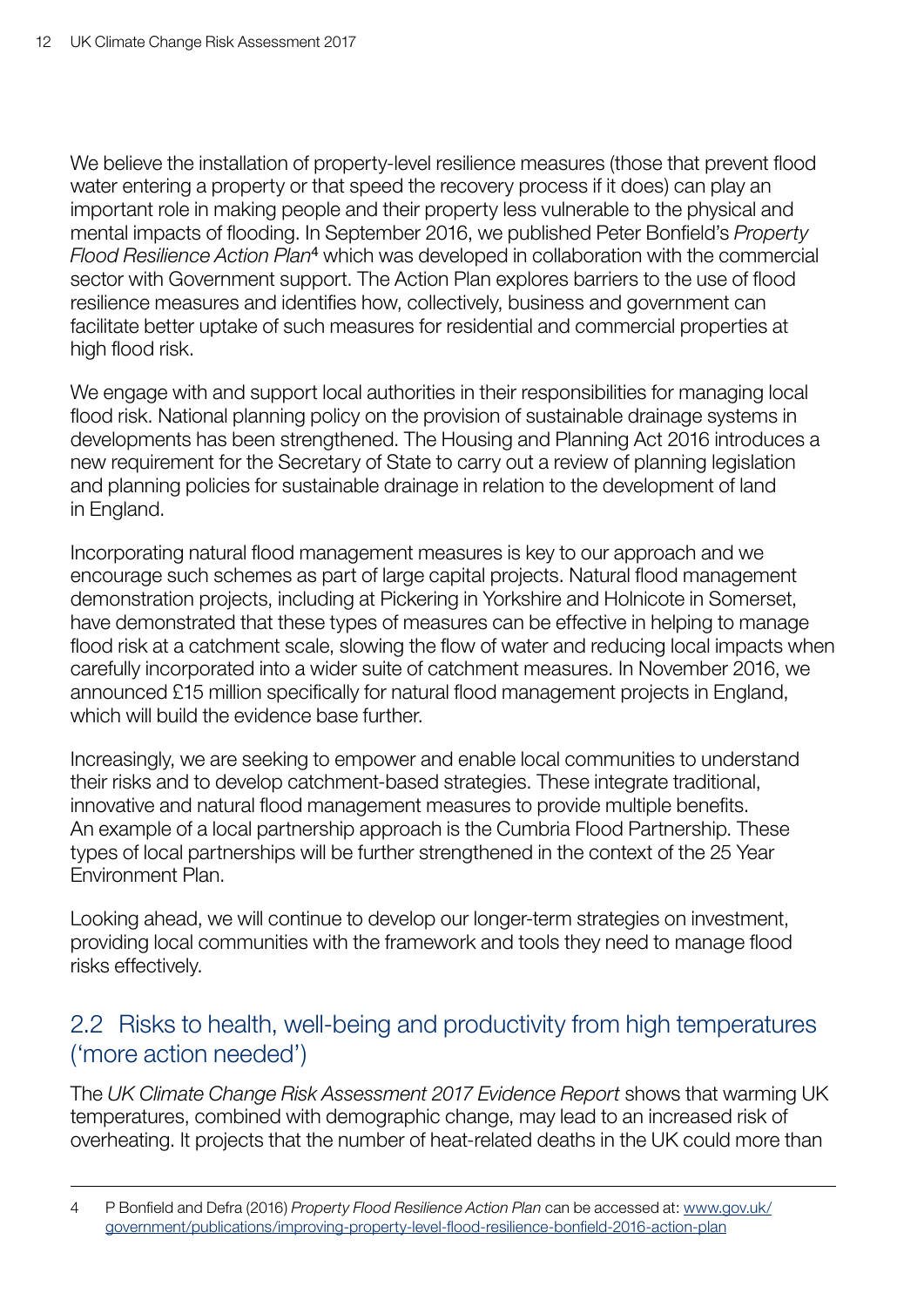We believe the installation of property-level resilience measures (those that prevent flood water entering a property or that speed the recovery process if it does) can play an important role in making people and their property less vulnerable to the physical and mental impacts of flooding. In September 2016, we published Peter Bonfield's *Property Flood Resilience Action Plan*[4] which was developed in collaboration with the commercial sector with Government support. The Action Plan explores barriers to the use of flood resilience measures and identifies how, collectively, business and government can facilitate better uptake of such measures for residential and commercial properties at high flood risk.

We engage with and support local authorities in their responsibilities for managing local flood risk. National planning policy on the provision of sustainable drainage systems in developments has been strengthened. The Housing and Planning Act 2016 introduces a new requirement for the Secretary of State to carry out a review of planning legislation and planning policies for sustainable drainage in relation to the development of land in England.

Incorporating natural flood management measures is key to our approach and we encourage such schemes as part of large capital projects. Natural flood management demonstration projects, including at Pickering in Yorkshire and Holnicote in Somerset, have demonstrated that these types of measures can be effective in helping to manage flood risk at a catchment scale, slowing the flow of water and reducing local impacts when carefully incorporated into a wider suite of catchment measures. In November 2016, we announced £15 million specifically for natural flood management projects in England, which will build the evidence base further.

Increasingly, we are seeking to empower and enable local communities to understand their risks and to develop catchment-based strategies. These integrate traditional, innovative and natural flood management measures to provide multiple benefits. An example of a local partnership approach is the Cumbria Flood Partnership. These types of local partnerships will be further strengthened in the context of the 25 Year Environment Plan.

Looking ahead, we will continue to develop our longer-term strategies on investment, providing local communities with the framework and tools they need to manage flood risks effectively.

## 2.2 Risks to health, well-being and productivity from high temperatures ('more action needed')

The *UK Climate Change Risk Assessment 2017 Evidence Report* shows that warming UK temperatures, combined with demographic change, may lead to an increased risk of overheating. It projects that the number of heat-related deaths in the UK could more than

---

4 P Bonfield and Defra (2016) *Property Flood Resilience Action Plan* can be accessed at: www.gov.uk/government/publications/improving-property-level-flood-resilience-bonfield-2016-action-plan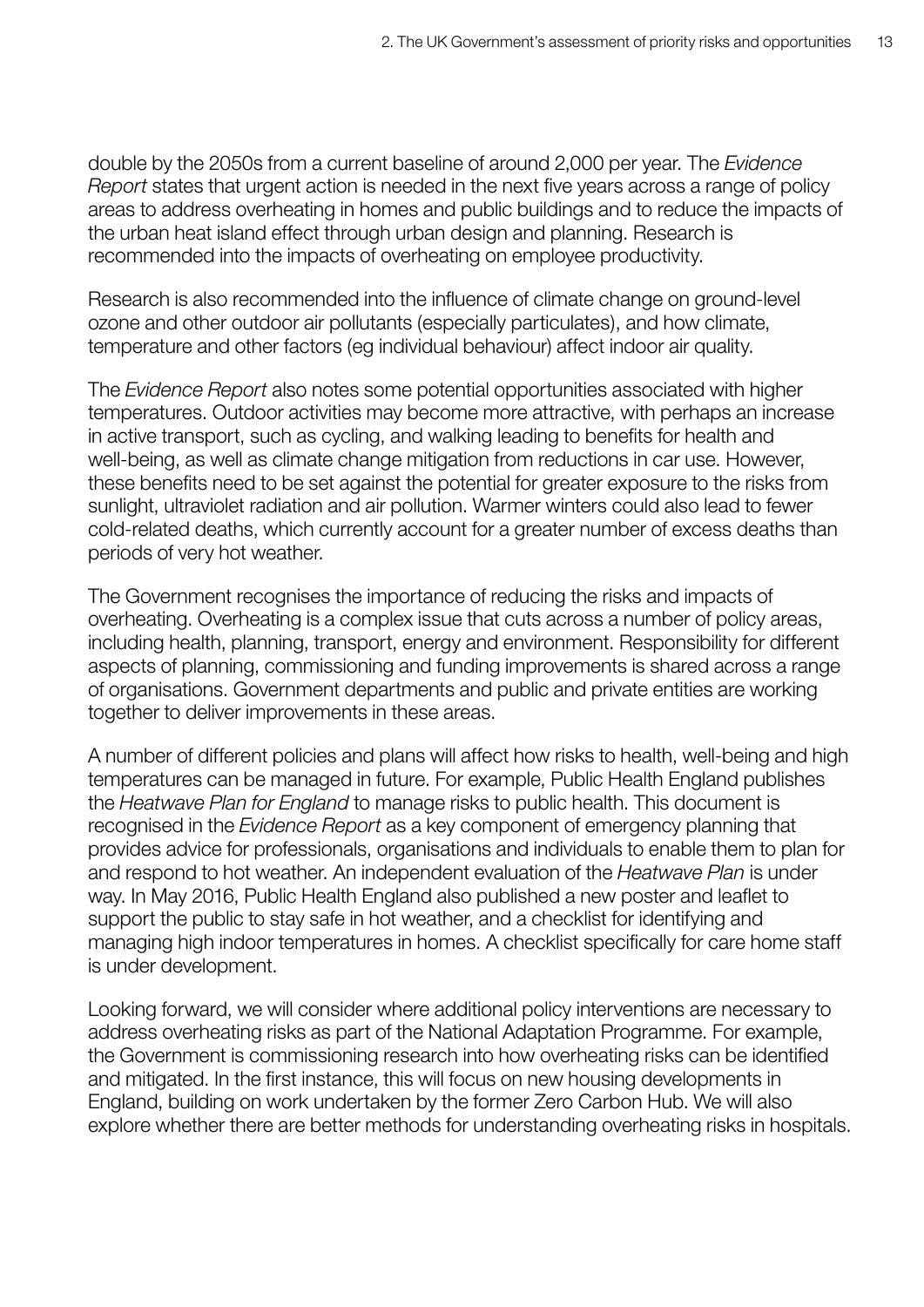double by the 2050s from a current baseline of around 2,000 per year. The *Evidence Report* states that urgent action is needed in the next five years across a range of policy areas to address overheating in homes and public buildings and to reduce the impacts of the urban heat island effect through urban design and planning. Research is recommended into the impacts of overheating on employee productivity.

Research is also recommended into the influence of climate change on ground-level ozone and other outdoor air pollutants (especially particulates), and how climate, temperature and other factors (eg individual behaviour) affect indoor air quality.

The *Evidence Report* also notes some potential opportunities associated with higher temperatures. Outdoor activities may become more attractive, with perhaps an increase in active transport, such as cycling, and walking leading to benefits for health and well-being, as well as climate change mitigation from reductions in car use. However, these benefits need to be set against the potential for greater exposure to the risks from sunlight, ultraviolet radiation and air pollution. Warmer winters could also lead to fewer cold-related deaths, which currently account for a greater number of excess deaths than periods of very hot weather.

The Government recognises the importance of reducing the risks and impacts of overheating. Overheating is a complex issue that cuts across a number of policy areas, including health, planning, transport, energy and environment. Responsibility for different aspects of planning, commissioning and funding improvements is shared across a range of organisations. Government departments and public and private entities are working together to deliver improvements in these areas.

A number of different policies and plans will affect how risks to health, well-being and high temperatures can be managed in future. For example, Public Health England publishes the *Heatwave Plan for England* to manage risks to public health. This document is recognised in the *Evidence Report* as a key component of emergency planning that provides advice for professionals, organisations and individuals to enable them to plan for and respond to hot weather. An independent evaluation of the *Heatwave Plan* is under way. In May 2016, Public Health England also published a new poster and leaflet to support the public to stay safe in hot weather, and a checklist for identifying and managing high indoor temperatures in homes. A checklist specifically for care home staff is under development.

Looking forward, we will consider where additional policy interventions are necessary to address overheating risks as part of the National Adaptation Programme. For example, the Government is commissioning research into how overheating risks can be identified and mitigated. In the first instance, this will focus on new housing developments in England, building on work undertaken by the former Zero Carbon Hub. We will also explore whether there are better methods for understanding overheating risks in hospitals.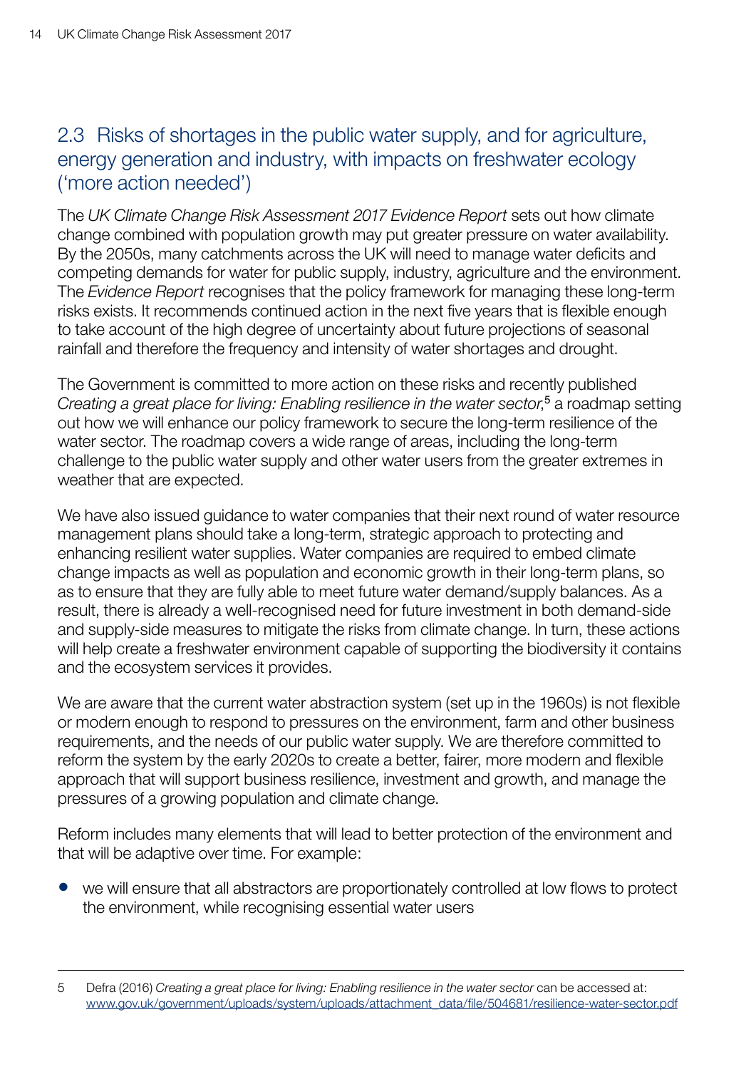## 2.3 Risks of shortages in the public water supply, and for agriculture, energy generation and industry, with impacts on freshwater ecology ('more action needed')

The *UK Climate Change Risk Assessment 2017 Evidence Report* sets out how climate change combined with population growth may put greater pressure on water availability. By the 2050s, many catchments across the UK will need to manage water deficits and competing demands for water for public supply, industry, agriculture and the environment. The *Evidence Report* recognises that the policy framework for managing these long-term risks exists. It recommends continued action in the next five years that is flexible enough to take account of the high degree of uncertainty about future projections of seasonal rainfall and therefore the frequency and intensity of water shortages and drought.

The Government is committed to more action on these risks and recently published *Creating a great place for living: Enabling resilience in the water sector*,[5] a roadmap setting out how we will enhance our policy framework to secure the long-term resilience of the water sector. The roadmap covers a wide range of areas, including the long-term challenge to the public water supply and other water users from the greater extremes in weather that are expected.

We have also issued guidance to water companies that their next round of water resource management plans should take a long-term, strategic approach to protecting and enhancing resilient water supplies. Water companies are required to embed climate change impacts as well as population and economic growth in their long-term plans, so as to ensure that they are fully able to meet future water demand/supply balances. As a result, there is already a well-recognised need for future investment in both demand-side and supply-side measures to mitigate the risks from climate change. In turn, these actions will help create a freshwater environment capable of supporting the biodiversity it contains and the ecosystem services it provides.

We are aware that the current water abstraction system (set up in the 1960s) is not flexible or modern enough to respond to pressures on the environment, farm and other business requirements, and the needs of our public water supply. We are therefore committed to reform the system by the early 2020s to create a better, fairer, more modern and flexible approach that will support business resilience, investment and growth, and manage the pressures of a growing population and climate change.

Reform includes many elements that will lead to better protection of the environment and that will be adaptive over time. For example:

- we will ensure that all abstractors are proportionately controlled at low flows to protect the environment, while recognising essential water users

---

5 Defra (2016) *Creating a great place for living: Enabling resilience in the water sector* can be accessed at: www.gov.uk/government/uploads/system/uploads/attachment_data/file/504681/resilience-water-sector.pdf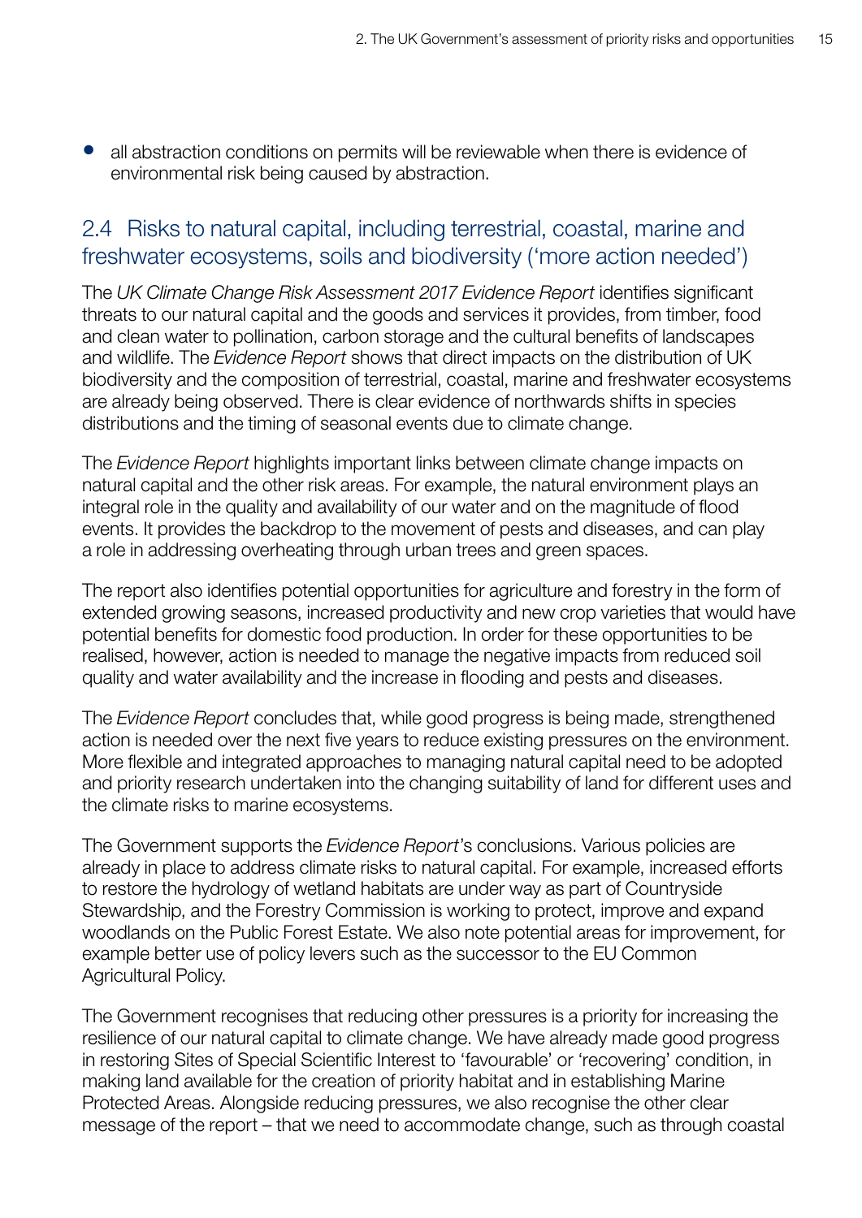- all abstraction conditions on permits will be reviewable when there is evidence of environmental risk being caused by abstraction.

## 2.4 Risks to natural capital, including terrestrial, coastal, marine and freshwater ecosystems, soils and biodiversity ('more action needed')

The *UK Climate Change Risk Assessment 2017 Evidence Report* identifies significant threats to our natural capital and the goods and services it provides, from timber, food and clean water to pollination, carbon storage and the cultural benefits of landscapes and wildlife. The *Evidence Report* shows that direct impacts on the distribution of UK biodiversity and the composition of terrestrial, coastal, marine and freshwater ecosystems are already being observed. There is clear evidence of northwards shifts in species distributions and the timing of seasonal events due to climate change.

The *Evidence Report* highlights important links between climate change impacts on natural capital and the other risk areas. For example, the natural environment plays an integral role in the quality and availability of our water and on the magnitude of flood events. It provides the backdrop to the movement of pests and diseases, and can play a role in addressing overheating through urban trees and green spaces.

The report also identifies potential opportunities for agriculture and forestry in the form of extended growing seasons, increased productivity and new crop varieties that would have potential benefits for domestic food production. In order for these opportunities to be realised, however, action is needed to manage the negative impacts from reduced soil quality and water availability and the increase in flooding and pests and diseases.

The *Evidence Report* concludes that, while good progress is being made, strengthened action is needed over the next five years to reduce existing pressures on the environment. More flexible and integrated approaches to managing natural capital need to be adopted and priority research undertaken into the changing suitability of land for different uses and the climate risks to marine ecosystems.

The Government supports the *Evidence Report*'s conclusions. Various policies are already in place to address climate risks to natural capital. For example, increased efforts to restore the hydrology of wetland habitats are under way as part of Countryside Stewardship, and the Forestry Commission is working to protect, improve and expand woodlands on the Public Forest Estate. We also note potential areas for improvement, for example better use of policy levers such as the successor to the EU Common Agricultural Policy.

The Government recognises that reducing other pressures is a priority for increasing the resilience of our natural capital to climate change. We have already made good progress in restoring Sites of Special Scientific Interest to 'favourable' or 'recovering' condition, in making land available for the creation of priority habitat and in establishing Marine Protected Areas. Alongside reducing pressures, we also recognise the other clear message of the report – that we need to accommodate change, such as through coastal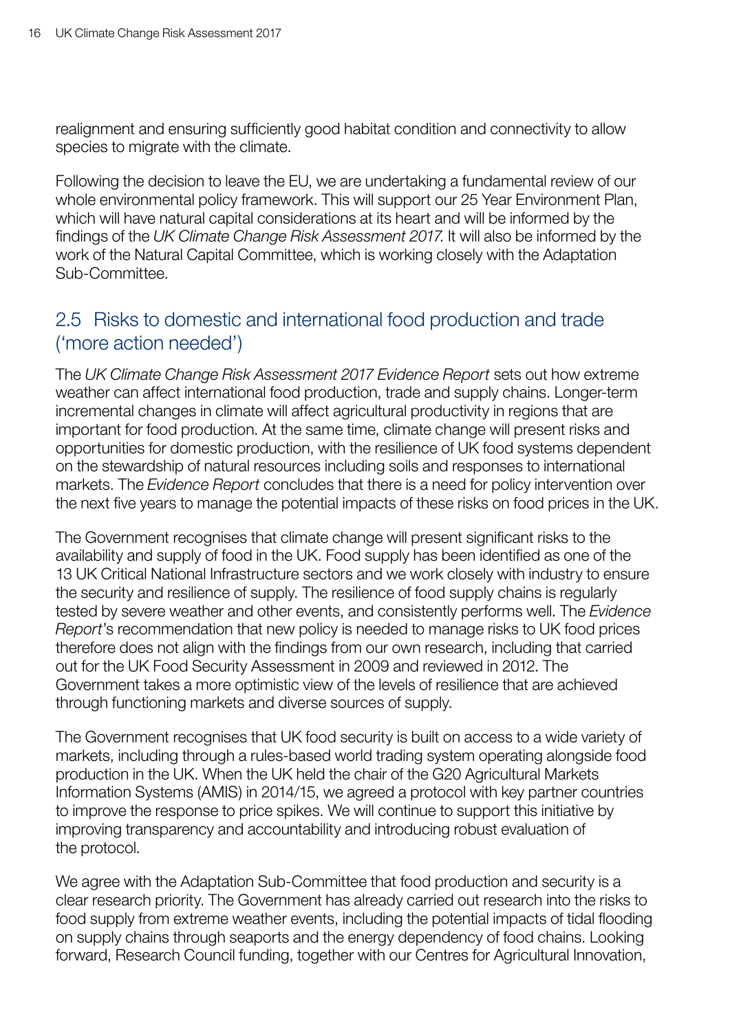realignment and ensuring sufficiently good habitat condition and connectivity to allow species to migrate with the climate.

Following the decision to leave the EU, we are undertaking a fundamental review of our whole environmental policy framework. This will support our 25 Year Environment Plan, which will have natural capital considerations at its heart and will be informed by the findings of the *UK Climate Change Risk Assessment 2017*. It will also be informed by the work of the Natural Capital Committee, which is working closely with the Adaptation Sub-Committee.

## 2.5 Risks to domestic and international food production and trade ('more action needed')

The *UK Climate Change Risk Assessment 2017 Evidence Report* sets out how extreme weather can affect international food production, trade and supply chains. Longer-term incremental changes in climate will affect agricultural productivity in regions that are important for food production. At the same time, climate change will present risks and opportunities for domestic production, with the resilience of UK food systems dependent on the stewardship of natural resources including soils and responses to international markets. The *Evidence Report* concludes that there is a need for policy intervention over the next five years to manage the potential impacts of these risks on food prices in the UK.

The Government recognises that climate change will present significant risks to the availability and supply of food in the UK. Food supply has been identified as one of the 13 UK Critical National Infrastructure sectors and we work closely with industry to ensure the security and resilience of supply. The resilience of food supply chains is regularly tested by severe weather and other events, and consistently performs well. The *Evidence Report*'s recommendation that new policy is needed to manage risks to UK food prices therefore does not align with the findings from our own research, including that carried out for the UK Food Security Assessment in 2009 and reviewed in 2012. The Government takes a more optimistic view of the levels of resilience that are achieved through functioning markets and diverse sources of supply.

The Government recognises that UK food security is built on access to a wide variety of markets, including through a rules-based world trading system operating alongside food production in the UK. When the UK held the chair of the G20 Agricultural Markets Information Systems (AMIS) in 2014/15, we agreed a protocol with key partner countries to improve the response to price spikes. We will continue to support this initiative by improving transparency and accountability and introducing robust evaluation of the protocol.

We agree with the Adaptation Sub-Committee that food production and security is a clear research priority. The Government has already carried out research into the risks to food supply from extreme weather events, including the potential impacts of tidal flooding on supply chains through seaports and the energy dependency of food chains. Looking forward, Research Council funding, together with our Centres for Agricultural Innovation,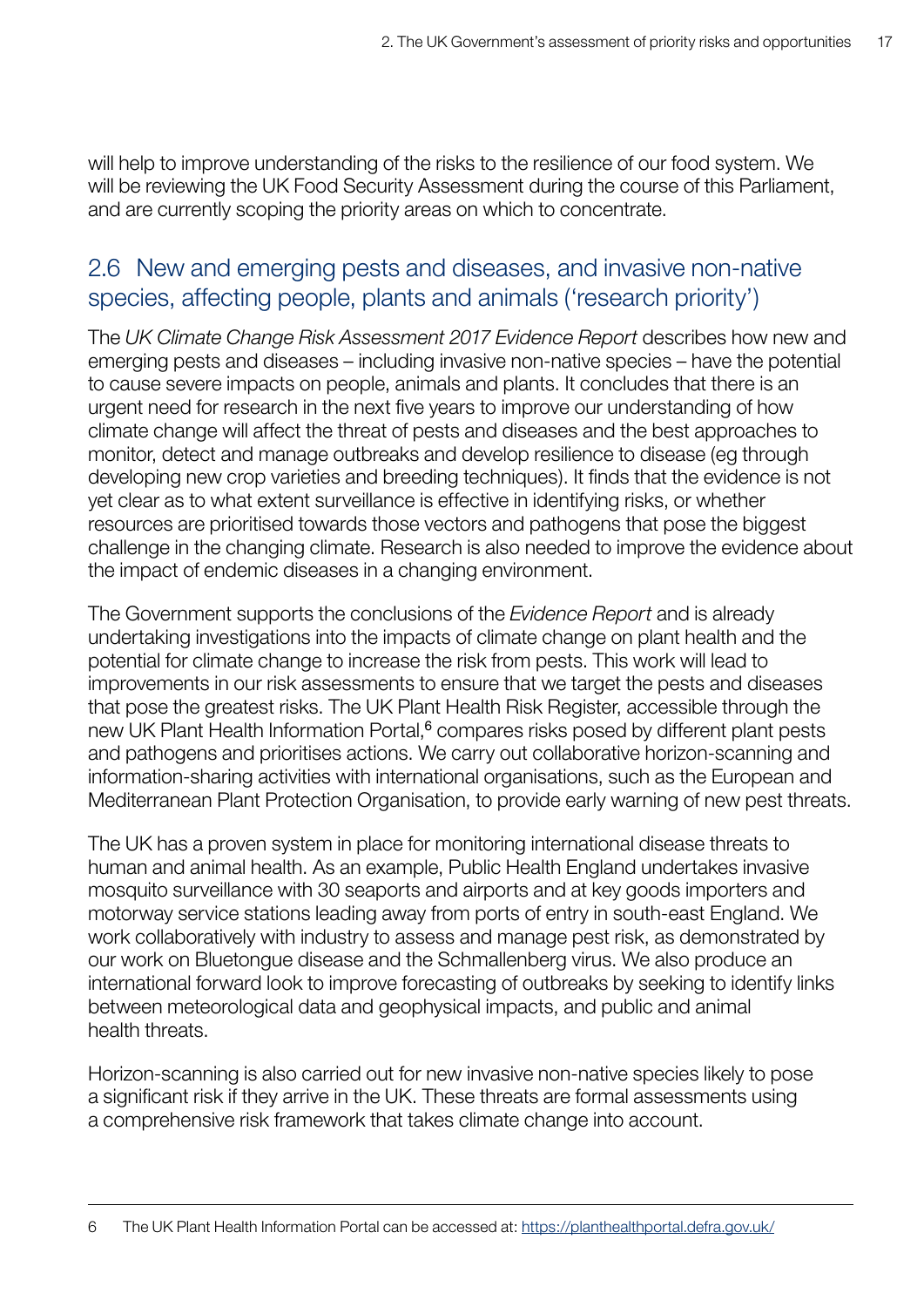will help to improve understanding of the risks to the resilience of our food system. We will be reviewing the UK Food Security Assessment during the course of this Parliament, and are currently scoping the priority areas on which to concentrate.

## 2.6 New and emerging pests and diseases, and invasive non-native species, affecting people, plants and animals ('research priority')

The *UK Climate Change Risk Assessment 2017 Evidence Report* describes how new and emerging pests and diseases – including invasive non-native species – have the potential to cause severe impacts on people, animals and plants. It concludes that there is an urgent need for research in the next five years to improve our understanding of how climate change will affect the threat of pests and diseases and the best approaches to monitor, detect and manage outbreaks and develop resilience to disease (eg through developing new crop varieties and breeding techniques). It finds that the evidence is not yet clear as to what extent surveillance is effective in identifying risks, or whether resources are prioritised towards those vectors and pathogens that pose the biggest challenge in the changing climate. Research is also needed to improve the evidence about the impact of endemic diseases in a changing environment.

The Government supports the conclusions of the *Evidence Report* and is already undertaking investigations into the impacts of climate change on plant health and the potential for climate change to increase the risk from pests. This work will lead to improvements in our risk assessments to ensure that we target the pests and diseases that pose the greatest risks. The UK Plant Health Risk Register, accessible through the new UK Plant Health Information Portal,[6] compares risks posed by different plant pests and pathogens and prioritises actions. We carry out collaborative horizon-scanning and information-sharing activities with international organisations, such as the European and Mediterranean Plant Protection Organisation, to provide early warning of new pest threats.

The UK has a proven system in place for monitoring international disease threats to human and animal health. As an example, Public Health England undertakes invasive mosquito surveillance with 30 seaports and airports and at key goods importers and motorway service stations leading away from ports of entry in south-east England. We work collaboratively with industry to assess and manage pest risk, as demonstrated by our work on Bluetongue disease and the Schmallenberg virus. We also produce an international forward look to improve forecasting of outbreaks by seeking to identify links between meteorological data and geophysical impacts, and public and animal health threats.

Horizon-scanning is also carried out for new invasive non-native species likely to pose a significant risk if they arrive in the UK. These threats are formal assessments using a comprehensive risk framework that takes climate change into account.

---

6 The UK Plant Health Information Portal can be accessed at: https://planthealthportal.defra.gov.uk/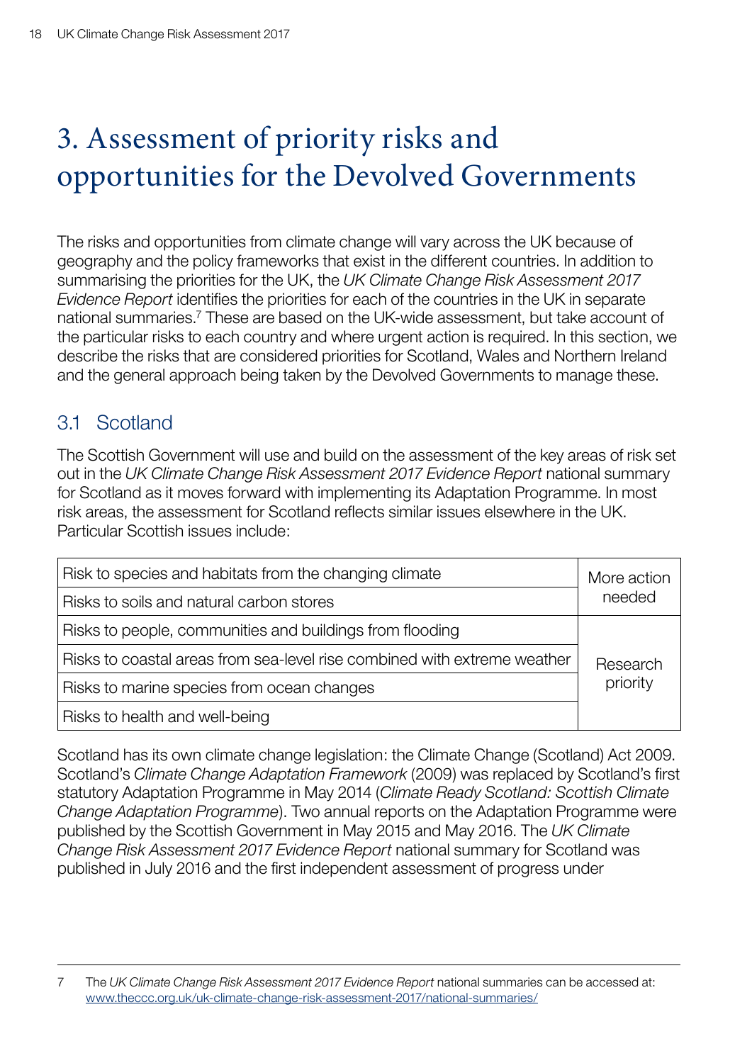# 3. Assessment of priority risks and opportunities for the Devolved Governments

The risks and opportunities from climate change will vary across the UK because of geography and the policy frameworks that exist in the different countries. In addition to summarising the priorities for the UK, the *UK Climate Change Risk Assessment 2017 Evidence Report* identifies the priorities for each of the countries in the UK in separate national summaries.[7] These are based on the UK-wide assessment, but take account of the particular risks to each country and where urgent action is required. In this section, we describe the risks that are considered priorities for Scotland, Wales and Northern Ireland and the general approach being taken by the Devolved Governments to manage these.

## 3.1 Scotland

The Scottish Government will use and build on the assessment of the key areas of risk set out in the *UK Climate Change Risk Assessment 2017 Evidence Report* national summary for Scotland as it moves forward with implementing its Adaptation Programme. In most risk areas, the assessment for Scotland reflects similar issues elsewhere in the UK. Particular Scottish issues include:

| Risk | Category |
| --- | --- |
| Risk to species and habitats from the changing climate | More action needed |
| Risks to soils and natural carbon stores | More action needed |
| Risks to people, communities and buildings from flooding | Research priority |
| Risks to coastal areas from sea-level rise combined with extreme weather | Research priority |
| Risks to marine species from ocean changes | Research priority |
| Risks to health and well-being | Research priority |

Scotland has its own climate change legislation: the Climate Change (Scotland) Act 2009. Scotland's *Climate Change Adaptation Framework* (2009) was replaced by Scotland's first statutory Adaptation Programme in May 2014 (*Climate Ready Scotland: Scottish Climate Change Adaptation Programme*). Two annual reports on the Adaptation Programme were published by the Scottish Government in May 2015 and May 2016. The *UK Climate Change Risk Assessment 2017 Evidence Report* national summary for Scotland was published in July 2016 and the first independent assessment of progress under

---

7 The *UK Climate Change Risk Assessment 2017 Evidence Report* national summaries can be accessed at: www.theccc.org.uk/uk-climate-change-risk-assessment-2017/national-summaries/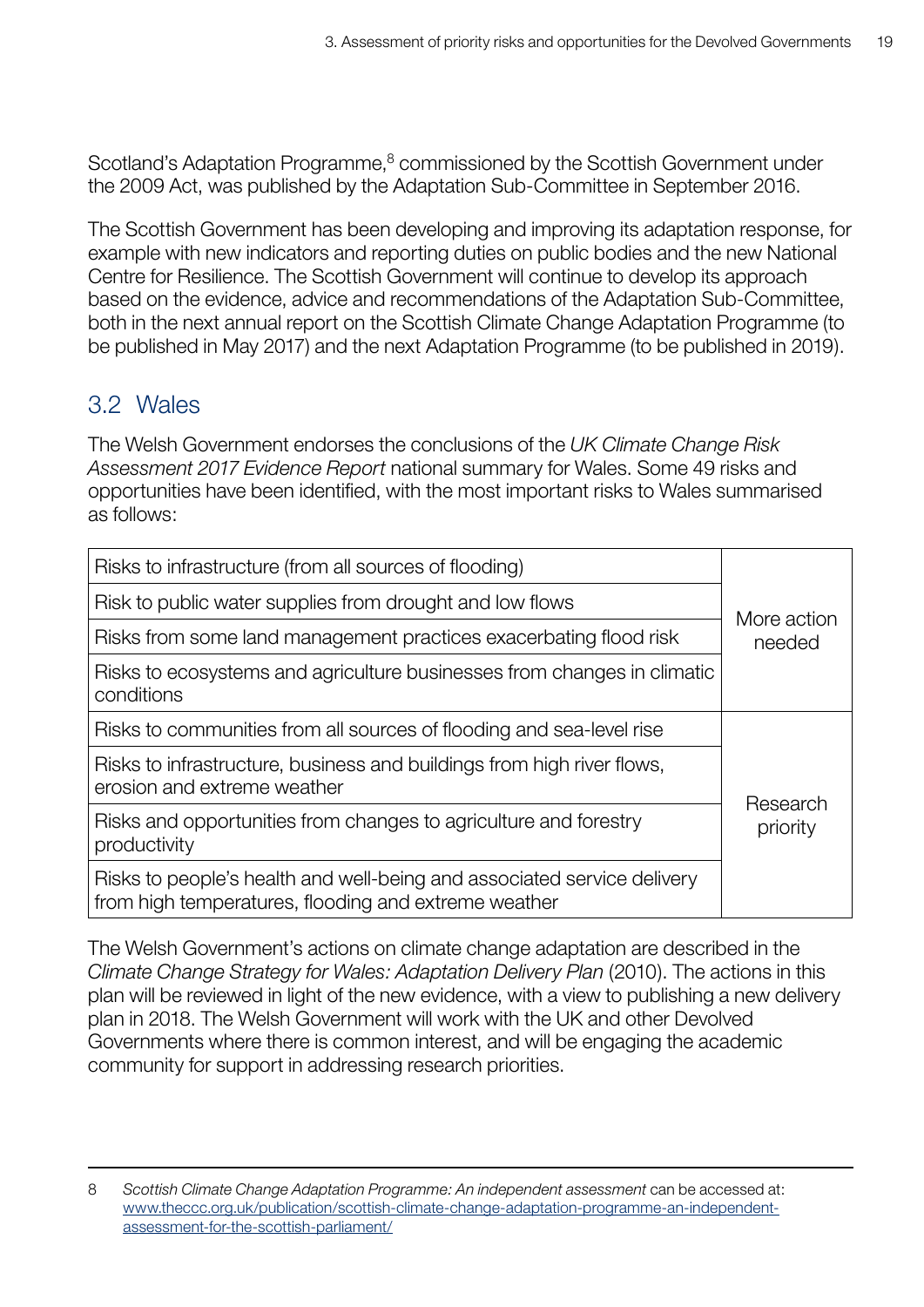Scotland's Adaptation Programme,[8] commissioned by the Scottish Government under the 2009 Act, was published by the Adaptation Sub-Committee in September 2016.

The Scottish Government has been developing and improving its adaptation response, for example with new indicators and reporting duties on public bodies and the new National Centre for Resilience. The Scottish Government will continue to develop its approach based on the evidence, advice and recommendations of the Adaptation Sub-Committee, both in the next annual report on the Scottish Climate Change Adaptation Programme (to be published in May 2017) and the next Adaptation Programme (to be published in 2019).

## 3.2 Wales

The Welsh Government endorses the conclusions of the *UK Climate Change Risk Assessment 2017 Evidence Report* national summary for Wales. Some 49 risks and opportunities have been identified, with the most important risks to Wales summarised as follows:

| Risk | Category |
|---|---|
| Risks to infrastructure (from all sources of flooding) | More action needed |
| Risk to public water supplies from drought and low flows | |
| Risks from some land management practices exacerbating flood risk | |
| Risks to ecosystems and agriculture businesses from changes in climatic conditions | |
| Risks to communities from all sources of flooding and sea-level rise | Research priority |
| Risks to infrastructure, business and buildings from high river flows, erosion and extreme weather | |
| Risks and opportunities from changes to agriculture and forestry productivity | |
| Risks to people's health and well-being and associated service delivery from high temperatures, flooding and extreme weather | |

The Welsh Government's actions on climate change adaptation are described in the *Climate Change Strategy for Wales: Adaptation Delivery Plan* (2010). The actions in this plan will be reviewed in light of the new evidence, with a view to publishing a new delivery plan in 2018. The Welsh Government will work with the UK and other Devolved Governments where there is common interest, and will be engaging the academic community for support in addressing research priorities.

---

8 *Scottish Climate Change Adaptation Programme: An independent assessment* can be accessed at: www.theccc.org.uk/publication/scottish-climate-change-adaptation-programme-an-independent-assessment-for-the-scottish-parliament/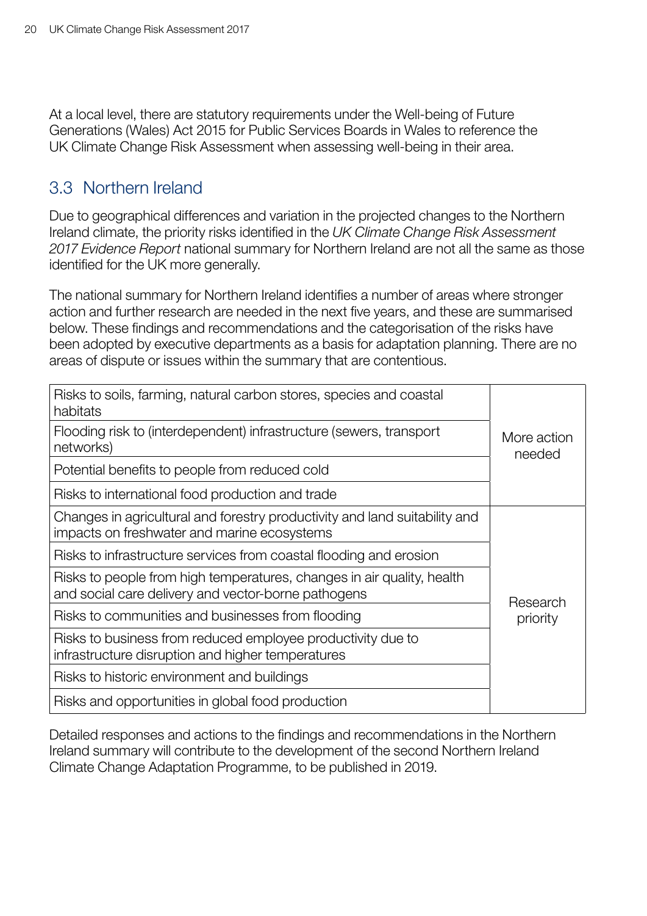At a local level, there are statutory requirements under the Well-being of Future Generations (Wales) Act 2015 for Public Services Boards in Wales to reference the UK Climate Change Risk Assessment when assessing well-being in their area.

## 3.3 Northern Ireland

Due to geographical differences and variation in the projected changes to the Northern Ireland climate, the priority risks identified in the *UK Climate Change Risk Assessment 2017 Evidence Report* national summary for Northern Ireland are not all the same as those identified for the UK more generally.

The national summary for Northern Ireland identifies a number of areas where stronger action and further research are needed in the next five years, and these are summarised below. These findings and recommendations and the categorisation of the risks have been adopted by executive departments as a basis for adaptation planning. There are no areas of dispute or issues within the summary that are contentious.

| Risk | Category |
|---|---|
| Risks to soils, farming, natural carbon stores, species and coastal habitats | More action needed |
| Flooding risk to (interdependent) infrastructure (sewers, transport networks) | |
| Potential benefits to people from reduced cold | |
| Risks to international food production and trade | |
| Changes in agricultural and forestry productivity and land suitability and impacts on freshwater and marine ecosystems | Research priority |
| Risks to infrastructure services from coastal flooding and erosion | |
| Risks to people from high temperatures, changes in air quality, health and social care delivery and vector-borne pathogens | |
| Risks to communities and businesses from flooding | |
| Risks to business from reduced employee productivity due to infrastructure disruption and higher temperatures | |
| Risks to historic environment and buildings | |
| Risks and opportunities in global food production | |

Detailed responses and actions to the findings and recommendations in the Northern Ireland summary will contribute to the development of the second Northern Ireland Climate Change Adaptation Programme, to be published in 2019.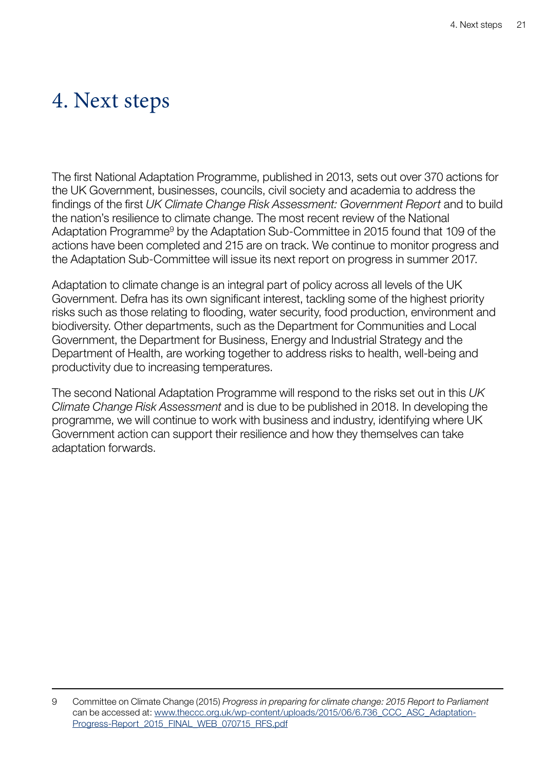# 4. Next steps

The first National Adaptation Programme, published in 2013, sets out over 370 actions for the UK Government, businesses, councils, civil society and academia to address the findings of the first *UK Climate Change Risk Assessment: Government Report* and to build the nation's resilience to climate change. The most recent review of the National Adaptation Programme[9] by the Adaptation Sub-Committee in 2015 found that 109 of the actions have been completed and 215 are on track. We continue to monitor progress and the Adaptation Sub-Committee will issue its next report on progress in summer 2017.

Adaptation to climate change is an integral part of policy across all levels of the UK Government. Defra has its own significant interest, tackling some of the highest priority risks such as those relating to flooding, water security, food production, environment and biodiversity. Other departments, such as the Department for Communities and Local Government, the Department for Business, Energy and Industrial Strategy and the Department of Health, are working together to address risks to health, well-being and productivity due to increasing temperatures.

The second National Adaptation Programme will respond to the risks set out in this *UK Climate Change Risk Assessment* and is due to be published in 2018. In developing the programme, we will continue to work with business and industry, identifying where UK Government action can support their resilience and how they themselves can take adaptation forwards.

---

9 Committee on Climate Change (2015) *Progress in preparing for climate change: 2015 Report to Parliament* can be accessed at: www.theccc.org.uk/wp-content/uploads/2015/06/6.736_CCC_ASC_Adaptation-Progress-Report_2015_FINAL_WEB_070715_RFS.pdf